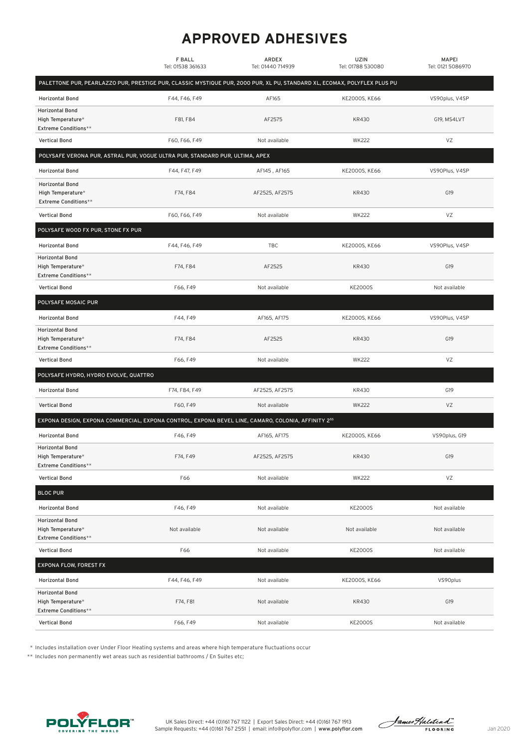# APPROVED ADHESIVES

| | F BALL<br>Tel: 01538 361633 | ARDEX<br>Tel: 01440 714939 | UZIN<br>Tel: 01788 530080 | MAPEI<br>Tel: 0121 5086970 |
|---|---|---|---|---|
| **PALETTONE PUR, PEARLAZZO PUR, PRESTIGE PUR, CLASSIC MYSTIQUE PUR, 2000 PUR, XL PU, STANDARD XL, ECOMAX, POLYFLEX PLUS PU** | | | | |
| Horizontal Bond | F44, F46, F49 | AF165 | KE2000S, KE66 | VS90plus, V4SP |
| Horizontal Bond<br>High Temperature*<br>Extreme Conditions** | F81, F84 | AF2575 | KR430 | G19, MS4LVT |
| Vertical Bond | F60, F66, F49 | Not available | WK222 | VZ |
| **POLYSAFE VERONA PUR, ASTRAL PUR, VOGUE ULTRA PUR, STANDARD PUR, ULTIMA, APEX** | | | | |
| Horizontal Bond | F44, F47, F49 | AF145 , AF165 | KE2000S, KE66 | VS90Plus, V4SP |
| Horizontal Bond<br>High Temperature*<br>Extreme Conditions** | F74, F84 | AF2525, AF2575 | KR430 | G19 |
| Vertical Bond | F60, F66, F49 | Not available | WK222 | VZ |
| **POLYSAFE WOOD FX PUR, STONE FX PUR** | | | | |
| Horizontal Bond | F44, F46, F49 | TBC | KE2000S, KE66 | VS90Plus, V4SP |
| Horizontal Bond<br>High Temperature*<br>Extreme Conditions** | F74, F84 | AF2525 | KR430 | G19 |
| Vertical Bond | F66, F49 | Not available | KE2000S | Not available |
| **POLYSAFE MOSAIC PUR** | | | | |
| Horizontal Bond | F44, F49 | AF165, AF175 | KE2000S, KE66 | VS90Plus, V4SP |
| Horizontal Bond<br>High Temperature*<br>Extreme Conditions** | F74, F84 | AF2525 | KR430 | G19 |
| Vertical Bond | F66, F49 | Not available | WK222 | VZ |
| **POLYSAFE HYDRO, HYDRO EVOLVE, QUATTRO** | | | | |
| Horizontal Bond | F74, F84, F49 | AF2525, AF2575 | KR430 | G19 |
| Vertical Bond | F60, F49 | Not available | WK222 | VZ |
| **EXPONA DESIGN, EXPONA COMMERCIAL, EXPONA CONTROL, EXPONA BEVEL LINE, CAMARO, COLONIA, AFFINITY 255** | | | | |
| Horizontal Bond | F46, F49 | AF165, AF175 | KE2000S, KE66 | VS90plus, G19 |
| Horizontal Bond<br>High Temperature*<br>Extreme Conditions** | F74, F49 | AF2525, AF2575 | KR430 | G19 |
| Vertical Bond | F66 | Not available | WK222 | VZ |
| **BLOC PUR** | | | | |
| Horizontal Bond | F46, F49 | Not available | KE2000S | Not available |
| Horizontal Bond<br>High Temperature*<br>Extreme Conditions** | Not available | Not available | Not available | Not available |
| Vertical Bond | F66 | Not available | KE2000S | Not available |
| **EXPONA FLOW, FOREST FX** | | | | |
| Horizontal Bond | F44, F46, F49 | Not available | KE2000S, KE66 | VS90plus |
| Horizontal Bond<br>High Temperature*<br>Extreme Conditions** | F74, F81 | Not available | KR430 | G19 |
| Vertical Bond | F66, F49 | Not available | KE2000S | Not available |

\* Includes installation over Under Floor Heating systems and areas where high temperature fluctuations occur

\*\* Includes non permanently wet areas such as residential bathrooms / En Suites etc;

UK Sales Direct: +44 (0)161 767 1122 | Export Sales Direct: +44 (0)161 767 1913
Sample Requests: +44 (0)161 767 2551 | email: info@polyflor.com | www.polyflor.com

Jan 2020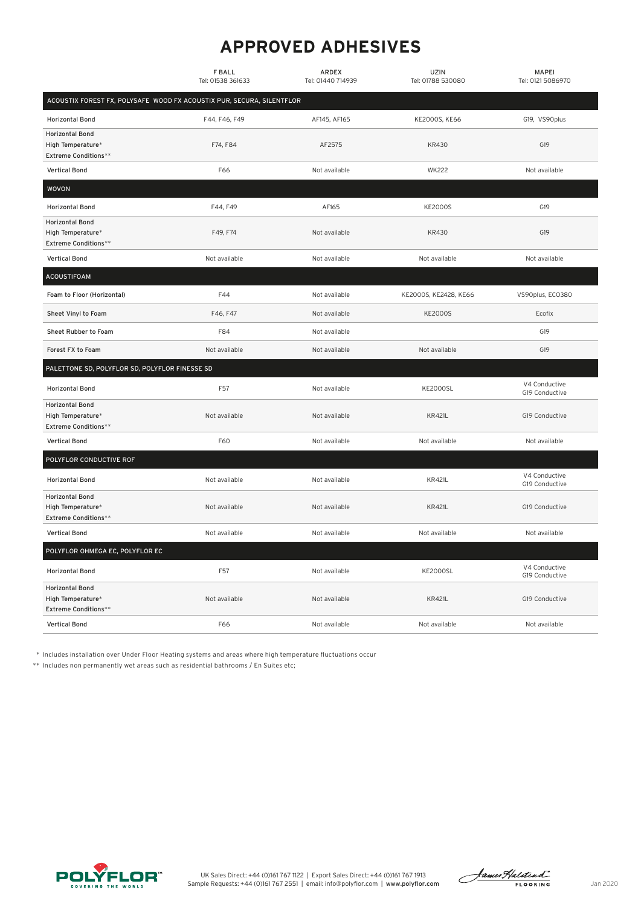# APPROVED ADHESIVES

| | F BALL<br>Tel: 01538 361633 | ARDEX<br>Tel: 01440 714939 | UZIN<br>Tel: 01788 530080 | MAPEI<br>Tel: 0121 5086970 |
|---|---|---|---|---|
| **ACOUSTIX FOREST FX, POLYSAFE WOOD FX ACOUSTIX PUR, SECURA, SILENTFLOR** | | | | |
| Horizontal Bond | F44, F46, F49 | AF145, AF165 | KE2000S, KE66 | G19, VS90plus |
| Horizontal Bond<br>High Temperature*<br>Extreme Conditions** | F74, F84 | AF2575 | KR430 | G19 |
| Vertical Bond | F66 | Not available | WK222 | Not available |
| **WOVON** | | | | |
| Horizontal Bond | F44, F49 | AF165 | KE2000S | G19 |
| Horizontal Bond<br>High Temperature*<br>Extreme Conditions** | F49, F74 | Not available | KR430 | G19 |
| Vertical Bond | Not available | Not available | Not available | Not available |
| **ACOUSTIFOAM** | | | | |
| Foam to Floor (Horizontal) | F44 | Not available | KE2000S, KE2428, KE66 | VS90plus, ECO380 |
| Sheet Vinyl to Foam | F46, F47 | Not available | KE2000S | Ecofix |
| Sheet Rubber to Foam | F84 | Not available | | G19 |
| Forest FX to Foam | Not available | Not available | Not available | G19 |
| **PALETTONE SD, POLYFLOR SD, POLYFLOR FINESSE SD** | | | | |
| Horizontal Bond | F57 | Not available | KE2000SL | V4 Conductive<br>G19 Conductive |
| Horizontal Bond<br>High Temperature*<br>Extreme Conditions** | Not available | Not available | KR421L | G19 Conductive |
| Vertical Bond | F60 | Not available | Not available | Not available |
| **POLYFLOR CONDUCTIVE ROF** | | | | |
| Horizontal Bond | Not available | Not available | KR421L | V4 Conductive<br>G19 Conductive |
| Horizontal Bond<br>High Temperature*<br>Extreme Conditions** | Not available | Not available | KR421L | G19 Conductive |
| Vertical Bond | Not available | Not available | Not available | Not available |
| **POLYFLOR OHMEGA EC, POLYFLOR EC** | | | | |
| Horizontal Bond | F57 | Not available | KE2000SL | V4 Conductive<br>G19 Conductive |
| Horizontal Bond<br>High Temperature*<br>Extreme Conditions** | Not available | Not available | KR421L | G19 Conductive |
| Vertical Bond | F66 | Not available | Not available | Not available |

\* Includes installation over Under Floor Heating systems and areas where high temperature fluctuations occur

\** Includes non permanently wet areas such as residential bathrooms / En Suites etc;

UK Sales Direct: +44 (0)161 767 1122 | Export Sales Direct: +44 (0)161 767 1913
Sample Requests: +44 (0)161 767 2551 | email: info@polyflor.com | www.polyflor.com

Jan 2020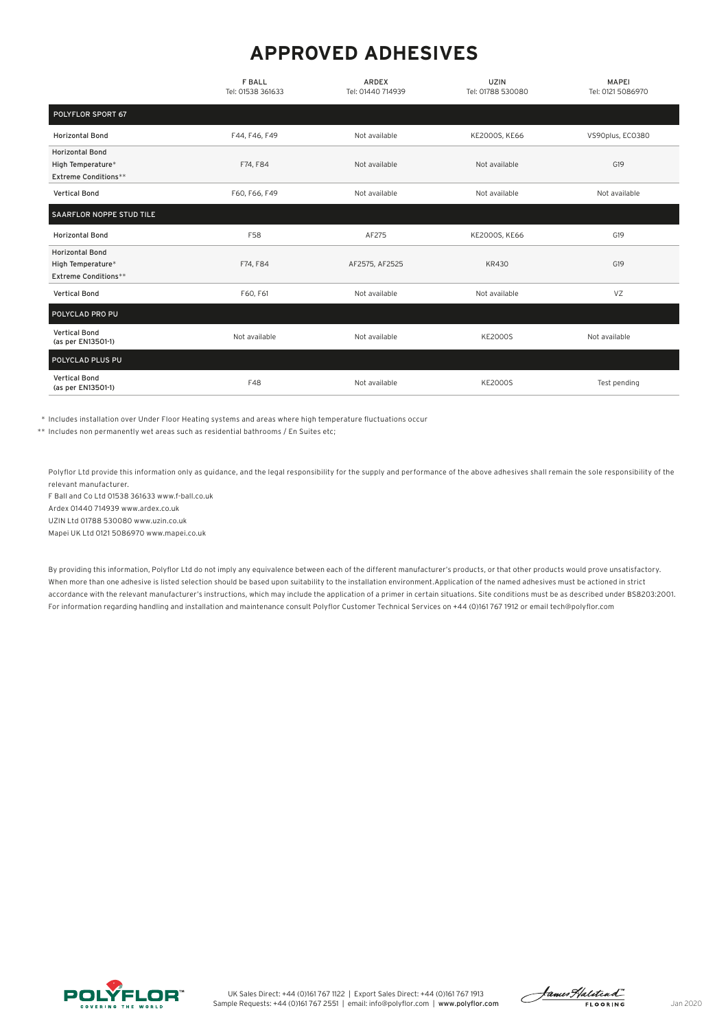# APPROVED ADHESIVES

| | F BALL<br>Tel: 01538 361633 | ARDEX<br>Tel: 01440 714939 | UZIN<br>Tel: 01788 530080 | MAPEI<br>Tel: 0121 5086970 |
|---|---|---|---|---|
| **POLYFLOR SPORT 67** | | | | |
| Horizontal Bond | F44, F46, F49 | Not available | KE2000S, KE66 | VS90plus, ECO380 |
| Horizontal Bond<br>High Temperature*<br>Extreme Conditions** | F74, F84 | Not available | Not available | G19 |
| Vertical Bond | F60, F66, F49 | Not available | Not available | Not available |
| **SAARFLOR NOPPE STUD TILE** | | | | |
| Horizontal Bond | F58 | AF275 | KE2000S, KE66 | G19 |
| Horizontal Bond<br>High Temperature*<br>Extreme Conditions** | F74, F84 | AF2575, AF2525 | KR430 | G19 |
| Vertical Bond | F60, F61 | Not available | Not available | VZ |
| **POLYCLAD PRO PU** | | | | |
| Vertical Bond<br>(as per EN13501-1) | Not available | Not available | KE2000S | Not available |
| **POLYCLAD PLUS PU** | | | | |
| Vertical Bond<br>(as per EN13501-1) | F48 | Not available | KE2000S | Test pending |

\* Includes installation over Under Floor Heating systems and areas where high temperature fluctuations occur

** Includes non permanently wet areas such as residential bathrooms / En Suites etc;

Polyflor Ltd provide this information only as guidance, and the legal responsibility for the supply and performance of the above adhesives shall remain the sole responsibility of the relevant manufacturer.
F Ball and Co Ltd 01538 361633 www.f-ball.co.uk
Ardex 01440 714939 www.ardex.co.uk
UZIN Ltd 01788 530080 www.uzin.co.uk
Mapei UK Ltd 0121 5086970 www.mapei.co.uk

By providing this information, Polyflor Ltd do not imply any equivalence between each of the different manufacturer's products, or that other products would prove unsatisfactory. When more than one adhesive is listed selection should be based upon suitability to the installation environment.Application of the named adhesives must be actioned in strict accordance with the relevant manufacturer's instructions, which may include the application of a primer in certain situations. Site conditions must be as described under BS8203:2001. For information regarding handling and installation and maintenance consult Polyflor Customer Technical Services on +44 (0)161 767 1912 or email tech@polyflor.com

UK Sales Direct: +44 (0)161 767 1122 | Export Sales Direct: +44 (0)161 767 1913
Sample Requests: +44 (0)161 767 2551 | email: info@polyflor.com | www.polyflor.com

Jan 2020